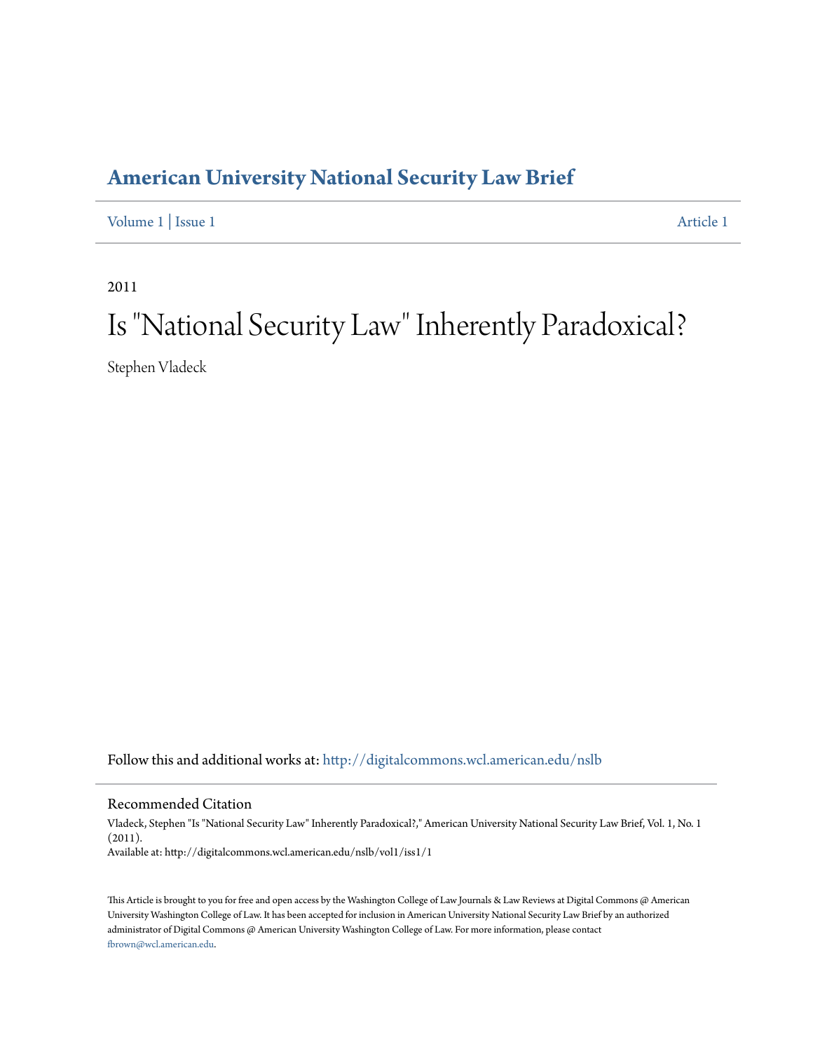# American University National Security Law Brief

Volume 1 | Issue 1 Article 1

2011

# Is "National Security Law" Inherently Paradoxical?

Stephen Vladeck

Follow this and additional works at: http://digitalcommons.wcl.american.edu/nslb

## Recommended Citation

Vladeck, Stephen "Is "National Security Law" Inherently Paradoxical?," American University National Security Law Brief, Vol. 1, No. 1 (2011).
Available at: http://digitalcommons.wcl.american.edu/nslb/vol1/iss1/1

This Article is brought to you for free and open access by the Washington College of Law Journals & Law Reviews at Digital Commons @ American University Washington College of Law. It has been accepted for inclusion in American University National Security Law Brief by an authorized administrator of Digital Commons @ American University Washington College of Law. For more information, please contact fbrown@wcl.american.edu.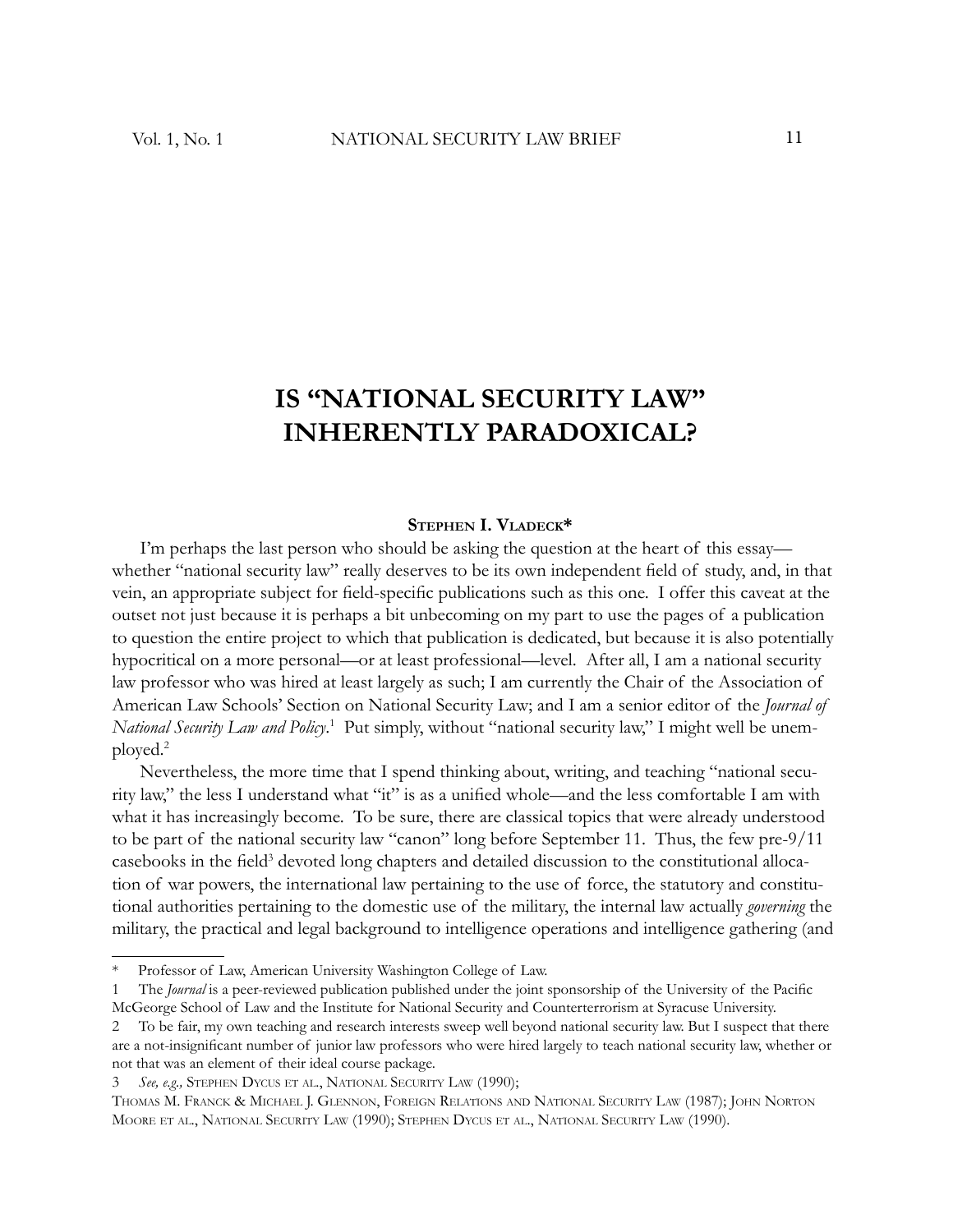# IS "NATIONAL SECURITY LAW" INHERENTLY PARADOXICAL?

**STEPHEN I. VLADECK***

I'm perhaps the last person who should be asking the question at the heart of this essay—whether "national security law" really deserves to be its own independent field of study, and, in that vein, an appropriate subject for field-specific publications such as this one. I offer this caveat at the outset not just because it is perhaps a bit unbecoming on my part to use the pages of a publication to question the entire project to which that publication is dedicated, but because it is also potentially hypocritical on a more personal—or at least professional—level. After all, I am a national security law professor who was hired at least largely as such; I am currently the Chair of the Association of American Law Schools' Section on National Security Law; and I am a senior editor of the *Journal of National Security Law and Policy*.[1] Put simply, without "national security law," I might well be unemployed.[2]

Nevertheless, the more time that I spend thinking about, writing, and teaching "national security law," the less I understand what "it" is as a unified whole—and the less comfortable I am with what it has increasingly become. To be sure, there are classical topics that were already understood to be part of the national security law "canon" long before September 11. Thus, the few pre-9/11 casebooks in the field[3] devoted long chapters and detailed discussion to the constitutional allocation of war powers, the international law pertaining to the use of force, the statutory and constitutional authorities pertaining to the domestic use of the military, the internal law actually *governing* the military, the practical and legal background to intelligence operations and intelligence gathering (and

---

\* Professor of Law, American University Washington College of Law.

1 The *Journal* is a peer-reviewed publication published under the joint sponsorship of the University of the Pacific McGeorge School of Law and the Institute for National Security and Counterterrorism at Syracuse University.

2 To be fair, my own teaching and research interests sweep well beyond national security law. But I suspect that there are a not-insignificant number of junior law professors who were hired largely to teach national security law, whether or not that was an element of their ideal course package.

3 *See, e.g.,* STEPHEN DYCUS ET AL., NATIONAL SECURITY LAW (1990); THOMAS M. FRANCK & MICHAEL J. GLENNON, FOREIGN RELATIONS AND NATIONAL SECURITY LAW (1987); JOHN NORTON MOORE ET AL., NATIONAL SECURITY LAW (1990); STEPHEN DYCUS ET AL., NATIONAL SECURITY LAW (1990).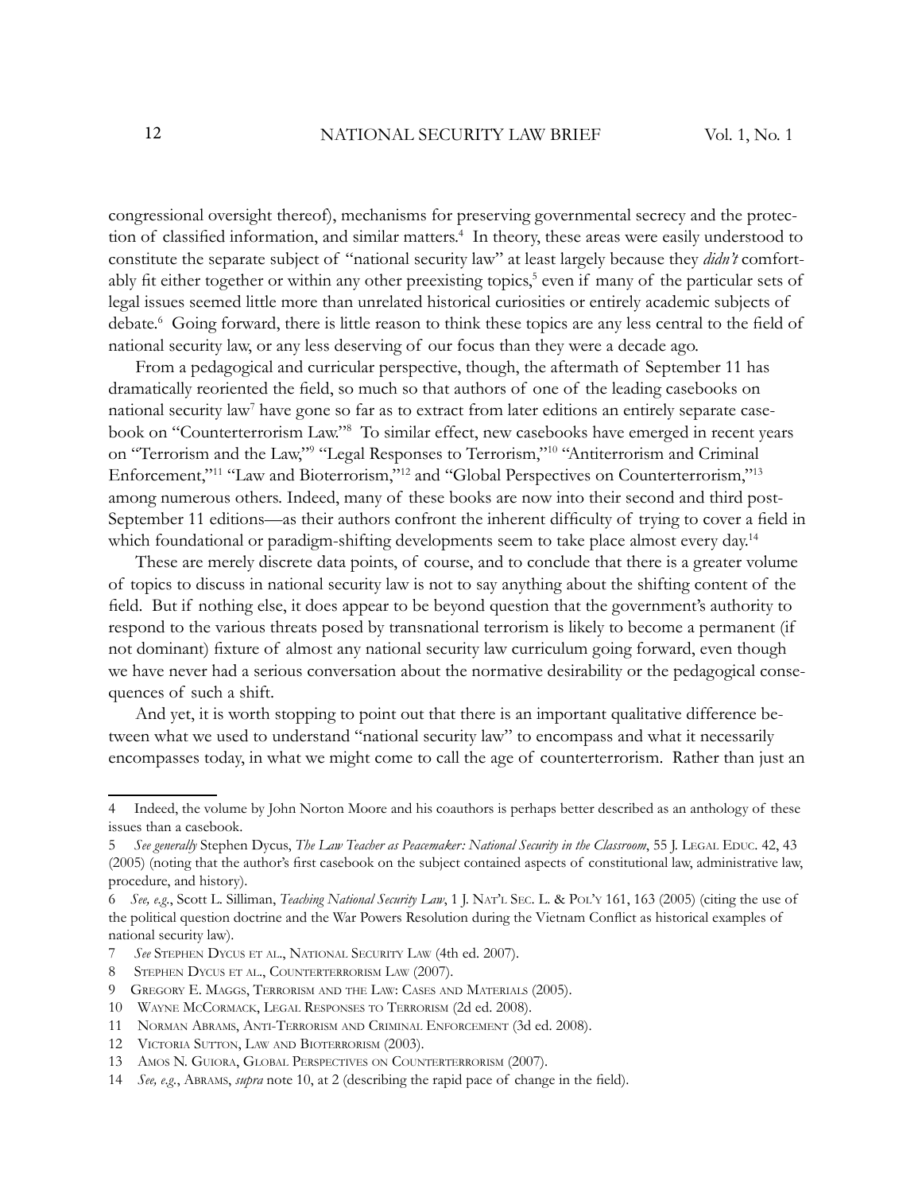congressional oversight thereof), mechanisms for preserving governmental secrecy and the protection of classified information, and similar matters.[4] In theory, these areas were easily understood to constitute the separate subject of "national security law" at least largely because they *didn't* comfortably fit either together or within any other preexisting topics,[5] even if many of the particular sets of legal issues seemed little more than unrelated historical curiosities or entirely academic subjects of debate.[6] Going forward, there is little reason to think these topics are any less central to the field of national security law, or any less deserving of our focus than they were a decade ago.

From a pedagogical and curricular perspective, though, the aftermath of September 11 has dramatically reoriented the field, so much so that authors of one of the leading casebooks on national security law[7] have gone so far as to extract from later editions an entirely separate casebook on "Counterterrorism Law."[8] To similar effect, new casebooks have emerged in recent years on "Terrorism and the Law,"[9] "Legal Responses to Terrorism,"[10] "Antiterrorism and Criminal Enforcement,"[11] "Law and Bioterrorism,"[12] and "Global Perspectives on Counterterrorism,"[13] among numerous others. Indeed, many of these books are now into their second and third post-September 11 editions—as their authors confront the inherent difficulty of trying to cover a field in which foundational or paradigm-shifting developments seem to take place almost every day.[14]

These are merely discrete data points, of course, and to conclude that there is a greater volume of topics to discuss in national security law is not to say anything about the shifting content of the field. But if nothing else, it does appear to be beyond question that the government's authority to respond to the various threats posed by transnational terrorism is likely to become a permanent (if not dominant) fixture of almost any national security law curriculum going forward, even though we have never had a serious conversation about the normative desirability or the pedagogical consequences of such a shift.

And yet, it is worth stopping to point out that there is an important qualitative difference between what we used to understand "national security law" to encompass and what it necessarily encompasses today, in what we might come to call the age of counterterrorism. Rather than just an

---

4 Indeed, the volume by John Norton Moore and his coauthors is perhaps better described as an anthology of these issues than a casebook.

5 *See generally* Stephen Dycus, *The Law Teacher as Peacemaker: National Security in the Classroom*, 55 J. Legal Educ. 42, 43 (2005) (noting that the author's first casebook on the subject contained aspects of constitutional law, administrative law, procedure, and history).

6 *See, e.g.*, Scott L. Silliman, *Teaching National Security Law*, 1 J. Nat'l Sec. L. & Pol'y 161, 163 (2005) (citing the use of the political question doctrine and the War Powers Resolution during the Vietnam Conflict as historical examples of national security law).

7 *See* Stephen Dycus et al., National Security Law (4th ed. 2007).

8 Stephen Dycus et al., Counterterrorism Law (2007).

9 Gregory E. Maggs, Terrorism and the Law: Cases and Materials (2005).

10 Wayne McCormack, Legal Responses to Terrorism (2d ed. 2008).

11 Norman Abrams, Anti-Terrorism and Criminal Enforcement (3d ed. 2008).

12 Victoria Sutton, Law and Bioterrorism (2003).

13 Amos N. Guiora, Global Perspectives on Counterterrorism (2007).

14 *See, e.g.*, Abrams, *supra* note 10, at 2 (describing the rapid pace of change in the field).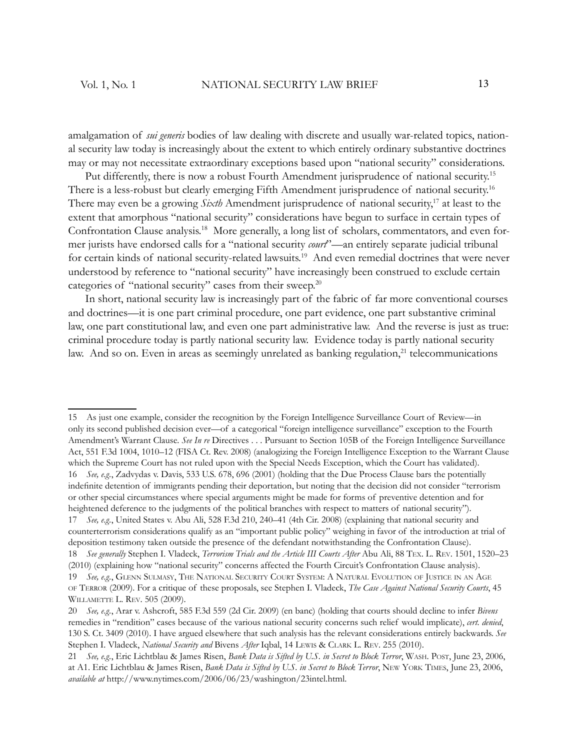amalgamation of *sui generis* bodies of law dealing with discrete and usually war-related topics, national security law today is increasingly about the extent to which entirely ordinary substantive doctrines may or may not necessitate extraordinary exceptions based upon "national security" considerations.

Put differently, there is now a robust Fourth Amendment jurisprudence of national security.[15] There is a less-robust but clearly emerging Fifth Amendment jurisprudence of national security.[16] There may even be a growing *Sixth* Amendment jurisprudence of national security,[17] at least to the extent that amorphous "national security" considerations have begun to surface in certain types of Confrontation Clause analysis.[18] More generally, a long list of scholars, commentators, and even former jurists have endorsed calls for a "national security *court*"—an entirely separate judicial tribunal for certain kinds of national security-related lawsuits.[19] And even remedial doctrines that were never understood by reference to "national security" have increasingly been construed to exclude certain categories of "national security" cases from their sweep.[20]

In short, national security law is increasingly part of the fabric of far more conventional courses and doctrines—it is one part criminal procedure, one part evidence, one part substantive criminal law, one part constitutional law, and even one part administrative law. And the reverse is just as true: criminal procedure today is partly national security law. Evidence today is partly national security law. And so on. Even in areas as seemingly unrelated as banking regulation,[21] telecommunications

---

15 As just one example, consider the recognition by the Foreign Intelligence Surveillance Court of Review—in only its second published decision ever—of a categorical "foreign intelligence surveillance" exception to the Fourth Amendment's Warrant Clause. *See In re* Directives . . . Pursuant to Section 105B of the Foreign Intelligence Surveillance Act, 551 F.3d 1004, 1010–12 (FISA Ct. Rev. 2008) (analogizing the Foreign Intelligence Exception to the Warrant Clause which the Supreme Court has not ruled upon with the Special Needs Exception, which the Court has validated).

16 *See, e.g.*, Zadvydas v. Davis, 533 U.S. 678, 696 (2001) (holding that the Due Process Clause bars the potentially indefinite detention of immigrants pending their deportation, but noting that the decision did not consider "terrorism or other special circumstances where special arguments might be made for forms of preventive detention and for heightened deference to the judgments of the political branches with respect to matters of national security").

17 *See, e.g.*, United States v. Abu Ali, 528 F.3d 210, 240–41 (4th Cir. 2008) (explaining that national security and counterterrorism considerations qualify as an "important public policy" weighing in favor of the introduction at trial of deposition testimony taken outside the presence of the defendant notwithstanding the Confrontation Clause).

18 *See generally* Stephen I. Vladeck, *Terrorism Trials and the Article III Courts After* Abu Ali, 88 Tex. L. Rev. 1501, 1520–23 (2010) (explaining how "national security" concerns affected the Fourth Circuit's Confrontation Clause analysis).

19 *See, e.g.*, Glenn Sulmasy, The National Security Court System: A Natural Evolution of Justice in an Age of Terror (2009). For a critique of these proposals, see Stephen I. Vladeck, *The Case Against National Security Courts*, 45 Willamette L. Rev. 505 (2009).

20 *See, e.g.*, Arar v. Ashcroft, 585 F.3d 559 (2d Cir. 2009) (en banc) (holding that courts should decline to infer *Bivens* remedies in "rendition" cases because of the various national security concerns such relief would implicate), *cert. denied*, 130 S. Ct. 3409 (2010). I have argued elsewhere that such analysis has the relevant considerations entirely backwards. *See* Stephen I. Vladeck, *National Security and* Bivens *After* Iqbal, 14 Lewis & Clark L. Rev. 255 (2010).

21 *See, e.g.*, Eric Lichtblau & James Risen, *Bank Data is Sifted by U.S. in Secret to Block Terror*, Wash. Post, June 23, 2006, at A1. Eric Lichtblau & James Risen, *Bank Data is Sifted by U.S. in Secret to Block Terror*, New York Times, June 23, 2006, *available at* http://www.nytimes.com/2006/06/23/washington/23intel.html.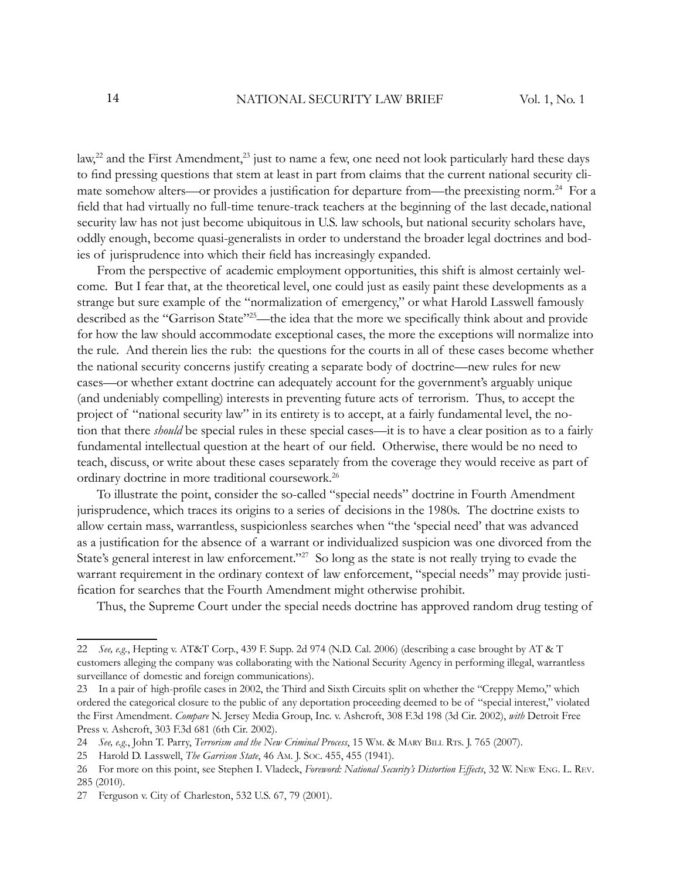law,[22] and the First Amendment,[23] just to name a few, one need not look particularly hard these days to find pressing questions that stem at least in part from claims that the current national security climate somehow alters—or provides a justification for departure from—the preexisting norm.[24] For a field that had virtually no full-time tenure-track teachers at the beginning of the last decade, national security law has not just become ubiquitous in U.S. law schools, but national security scholars have, oddly enough, become quasi-generalists in order to understand the broader legal doctrines and bodies of jurisprudence into which their field has increasingly expanded.

From the perspective of academic employment opportunities, this shift is almost certainly welcome. But I fear that, at the theoretical level, one could just as easily paint these developments as a strange but sure example of the "normalization of emergency," or what Harold Lasswell famously described as the "Garrison State"[25]—the idea that the more we specifically think about and provide for how the law should accommodate exceptional cases, the more the exceptions will normalize into the rule. And therein lies the rub: the questions for the courts in all of these cases become whether the national security concerns justify creating a separate body of doctrine—new rules for new cases—or whether extant doctrine can adequately account for the government's arguably unique (and undeniably compelling) interests in preventing future acts of terrorism. Thus, to accept the project of "national security law" in its entirety is to accept, at a fairly fundamental level, the notion that there *should* be special rules in these special cases—it is to have a clear position as to a fairly fundamental intellectual question at the heart of our field. Otherwise, there would be no need to teach, discuss, or write about these cases separately from the coverage they would receive as part of ordinary doctrine in more traditional coursework.[26]

To illustrate the point, consider the so-called "special needs" doctrine in Fourth Amendment jurisprudence, which traces its origins to a series of decisions in the 1980s. The doctrine exists to allow certain mass, warrantless, suspicionless searches when "the 'special need' that was advanced as a justification for the absence of a warrant or individualized suspicion was one divorced from the State's general interest in law enforcement."[27] So long as the state is not really trying to evade the warrant requirement in the ordinary context of law enforcement, "special needs" may provide justification for searches that the Fourth Amendment might otherwise prohibit.

Thus, the Supreme Court under the special needs doctrine has approved random drug testing of

---

22 *See, e.g.*, Hepting v. AT&T Corp., 439 F. Supp. 2d 974 (N.D. Cal. 2006) (describing a case brought by AT & T customers alleging the company was collaborating with the National Security Agency in performing illegal, warrantless surveillance of domestic and foreign communications).

23 In a pair of high-profile cases in 2002, the Third and Sixth Circuits split on whether the "Creppy Memo," which ordered the categorical closure to the public of any deportation proceeding deemed to be of "special interest," violated the First Amendment. *Compare* N. Jersey Media Group, Inc. v. Ashcroft, 308 F.3d 198 (3d Cir. 2002), *with* Detroit Free Press v. Ashcroft, 303 F.3d 681 (6th Cir. 2002).

24 *See, e.g.*, John T. Parry, *Terrorism and the New Criminal Process*, 15 Wm. & Mary Bill Rts. J. 765 (2007).

25 Harold D. Lasswell, *The Garrison State*, 46 Am. J. Soc. 455, 455 (1941).

26 For more on this point, see Stephen I. Vladeck, *Foreword: National Security's Distortion Effects*, 32 W. New Eng. L. Rev. 285 (2010).

27 Ferguson v. City of Charleston, 532 U.S. 67, 79 (2001).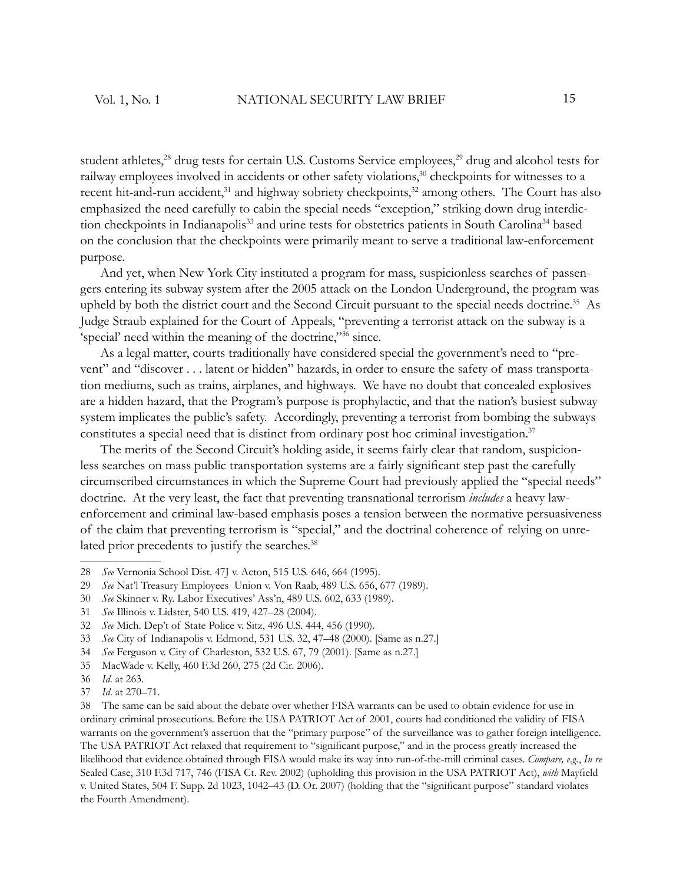student athletes,[28] drug tests for certain U.S. Customs Service employees,[29] drug and alcohol tests for railway employees involved in accidents or other safety violations,[30] checkpoints for witnesses to a recent hit-and-run accident,[31] and highway sobriety checkpoints,[32] among others. The Court has also emphasized the need carefully to cabin the special needs "exception," striking down drug interdiction checkpoints in Indianapolis[33] and urine tests for obstetrics patients in South Carolina[34] based on the conclusion that the checkpoints were primarily meant to serve a traditional law-enforcement purpose.

And yet, when New York City instituted a program for mass, suspicionless searches of passengers entering its subway system after the 2005 attack on the London Underground, the program was upheld by both the district court and the Second Circuit pursuant to the special needs doctrine.[35] As Judge Straub explained for the Court of Appeals, "preventing a terrorist attack on the subway is a 'special' need within the meaning of the doctrine,"[36] since.

As a legal matter, courts traditionally have considered special the government's need to "prevent" and "discover . . . latent or hidden" hazards, in order to ensure the safety of mass transportation mediums, such as trains, airplanes, and highways. We have no doubt that concealed explosives are a hidden hazard, that the Program's purpose is prophylactic, and that the nation's busiest subway system implicates the public's safety. Accordingly, preventing a terrorist from bombing the subways constitutes a special need that is distinct from ordinary post hoc criminal investigation.[37]

The merits of the Second Circuit's holding aside, it seems fairly clear that random, suspicionless searches on mass public transportation systems are a fairly significant step past the carefully circumscribed circumstances in which the Supreme Court had previously applied the "special needs" doctrine. At the very least, the fact that preventing transnational terrorism *includes* a heavy law-enforcement and criminal law-based emphasis poses a tension between the normative persuasiveness of the claim that preventing terrorism is "special," and the doctrinal coherence of relying on unrelated prior precedents to justify the searches.[38]

---

28 *See* Vernonia School Dist. 47J v. Acton, 515 U.S. 646, 664 (1995).

29 *See* Nat'l Treasury Employees Union v. Von Raab, 489 U.S. 656, 677 (1989).

30 *See* Skinner v. Ry. Labor Executives' Ass'n, 489 U.S. 602, 633 (1989).

31 *See* Illinois v. Lidster, 540 U.S. 419, 427–28 (2004).

32 *See* Mich. Dep't of State Police v. Sitz, 496 U.S. 444, 456 (1990).

33 *See* City of Indianapolis v. Edmond, 531 U.S. 32, 47–48 (2000). [Same as n.27.]

34 *See* Ferguson v. City of Charleston, 532 U.S. 67, 79 (2001). [Same as n.27.]

35 MacWade v. Kelly, 460 F.3d 260, 275 (2d Cir. 2006).

36 *Id.* at 263.

37 *Id.* at 270–71.

38 The same can be said about the debate over whether FISA warrants can be used to obtain evidence for use in ordinary criminal prosecutions. Before the USA PATRIOT Act of 2001, courts had conditioned the validity of FISA warrants on the government's assertion that the "primary purpose" of the surveillance was to gather foreign intelligence. The USA PATRIOT Act relaxed that requirement to "significant purpose," and in the process greatly increased the likelihood that evidence obtained through FISA would make its way into run-of-the-mill criminal cases. *Compare, e.g.*, *In re* Sealed Case, 310 F.3d 717, 746 (FISA Ct. Rev. 2002) (upholding this provision in the USA PATRIOT Act), *with* Mayfield v. United States, 504 F. Supp. 2d 1023, 1042–43 (D. Or. 2007) (holding that the "significant purpose" standard violates the Fourth Amendment).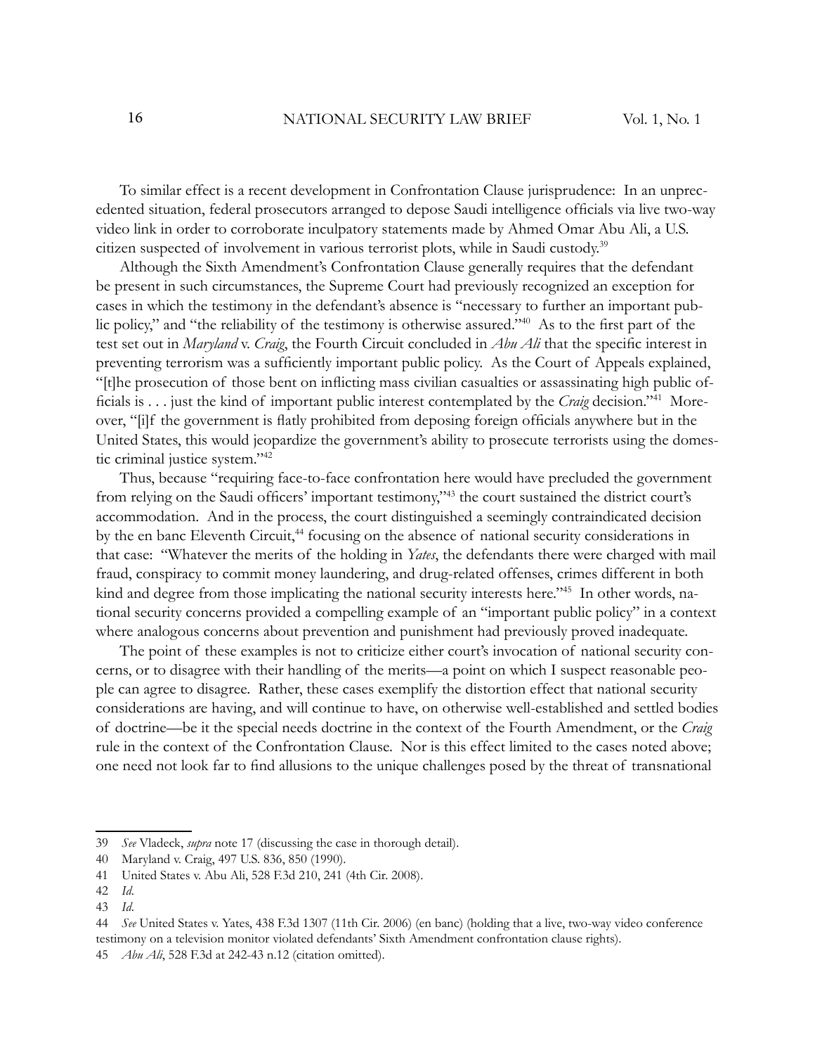To similar effect is a recent development in Confrontation Clause jurisprudence: In an unprecedented situation, federal prosecutors arranged to depose Saudi intelligence officials via live two-way video link in order to corroborate inculpatory statements made by Ahmed Omar Abu Ali, a U.S. citizen suspected of involvement in various terrorist plots, while in Saudi custody.[39]

Although the Sixth Amendment's Confrontation Clause generally requires that the defendant be present in such circumstances, the Supreme Court had previously recognized an exception for cases in which the testimony in the defendant's absence is "necessary to further an important public policy," and "the reliability of the testimony is otherwise assured."[40] As to the first part of the test set out in *Maryland* v. *Craig*, the Fourth Circuit concluded in *Abu Ali* that the specific interest in preventing terrorism was a sufficiently important public policy. As the Court of Appeals explained, "[t]he prosecution of those bent on inflicting mass civilian casualties or assassinating high public officials is . . . just the kind of important public interest contemplated by the *Craig* decision."[41] Moreover, "[i]f the government is flatly prohibited from deposing foreign officials anywhere but in the United States, this would jeopardize the government's ability to prosecute terrorists using the domestic criminal justice system."[42]

Thus, because "requiring face-to-face confrontation here would have precluded the government from relying on the Saudi officers' important testimony,"[43] the court sustained the district court's accommodation. And in the process, the court distinguished a seemingly contraindicated decision by the en banc Eleventh Circuit,[44] focusing on the absence of national security considerations in that case: "Whatever the merits of the holding in *Yates*, the defendants there were charged with mail fraud, conspiracy to commit money laundering, and drug-related offenses, crimes different in both kind and degree from those implicating the national security interests here."[45] In other words, national security concerns provided a compelling example of an "important public policy" in a context where analogous concerns about prevention and punishment had previously proved inadequate.

The point of these examples is not to criticize either court's invocation of national security concerns, or to disagree with their handling of the merits—a point on which I suspect reasonable people can agree to disagree. Rather, these cases exemplify the distortion effect that national security considerations are having, and will continue to have, on otherwise well-established and settled bodies of doctrine—be it the special needs doctrine in the context of the Fourth Amendment, or the *Craig* rule in the context of the Confrontation Clause. Nor is this effect limited to the cases noted above; one need not look far to find allusions to the unique challenges posed by the threat of transnational

---

39 *See* Vladeck, *supra* note 17 (discussing the case in thorough detail).

40 Maryland v. Craig, 497 U.S. 836, 850 (1990).

41 United States v. Abu Ali, 528 F.3d 210, 241 (4th Cir. 2008).

42 *Id*.

43 *Id*.

44 *See* United States v. Yates, 438 F.3d 1307 (11th Cir. 2006) (en banc) (holding that a live, two-way video conference testimony on a television monitor violated defendants' Sixth Amendment confrontation clause rights).

45 *Abu Ali*, 528 F.3d at 242-43 n.12 (citation omitted).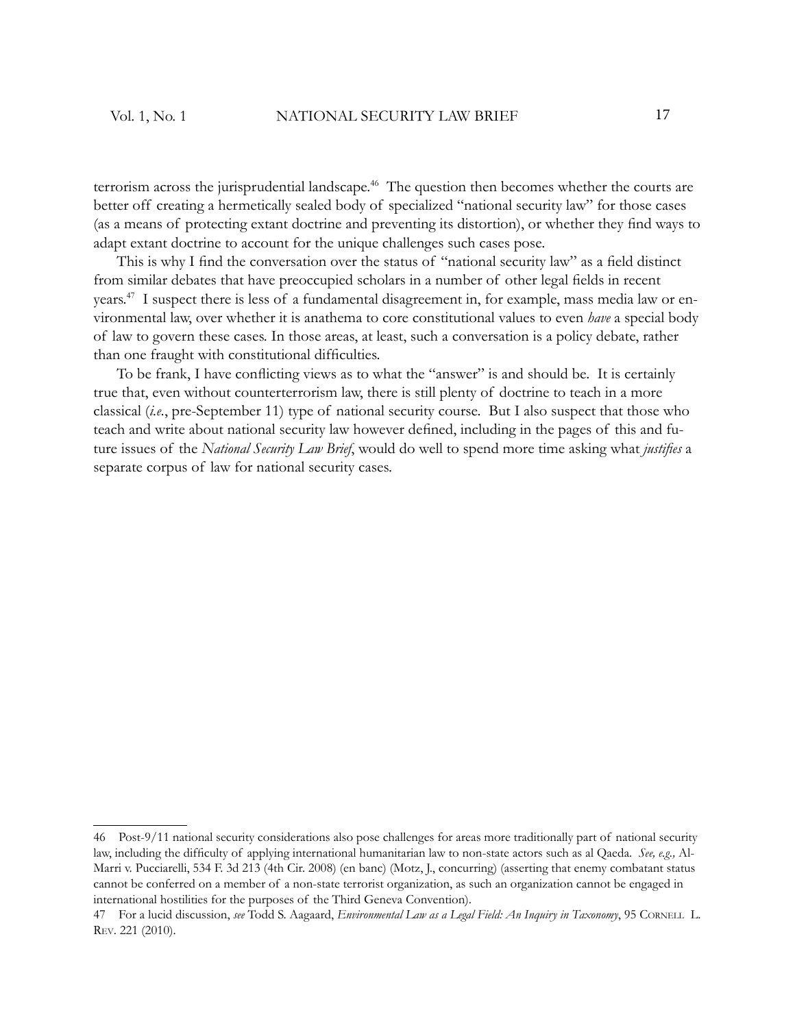terrorism across the jurisprudential landscape.[46] The question then becomes whether the courts are better off creating a hermetically sealed body of specialized "national security law" for those cases (as a means of protecting extant doctrine and preventing its distortion), or whether they find ways to adapt extant doctrine to account for the unique challenges such cases pose.

This is why I find the conversation over the status of "national security law" as a field distinct from similar debates that have preoccupied scholars in a number of other legal fields in recent years.[47] I suspect there is less of a fundamental disagreement in, for example, mass media law or environmental law, over whether it is anathema to core constitutional values to even *have* a special body of law to govern these cases. In those areas, at least, such a conversation is a policy debate, rather than one fraught with constitutional difficulties.

To be frank, I have conflicting views as to what the "answer" is and should be. It is certainly true that, even without counterterrorism law, there is still plenty of doctrine to teach in a more classical (*i.e.*, pre-September 11) type of national security course. But I also suspect that those who teach and write about national security law however defined, including in the pages of this and future issues of the *National Security Law Brief*, would do well to spend more time asking what *justifies* a separate corpus of law for national security cases.

---

46 Post-9/11 national security considerations also pose challenges for areas more traditionally part of national security law, including the difficulty of applying international humanitarian law to non-state actors such as al Qaeda. *See, e.g.,* Al-Marri v. Pucciarelli, 534 F. 3d 213 (4th Cir. 2008) (en banc) (Motz, J., concurring) (asserting that enemy combatant status cannot be conferred on a member of a non-state terrorist organization, as such an organization cannot be engaged in international hostilities for the purposes of the Third Geneva Convention).

47 For a lucid discussion, *see* Todd S. Aagaard, *Environmental Law as a Legal Field: An Inquiry in Taxonomy*, 95 CORNELL L. REV. 221 (2010).